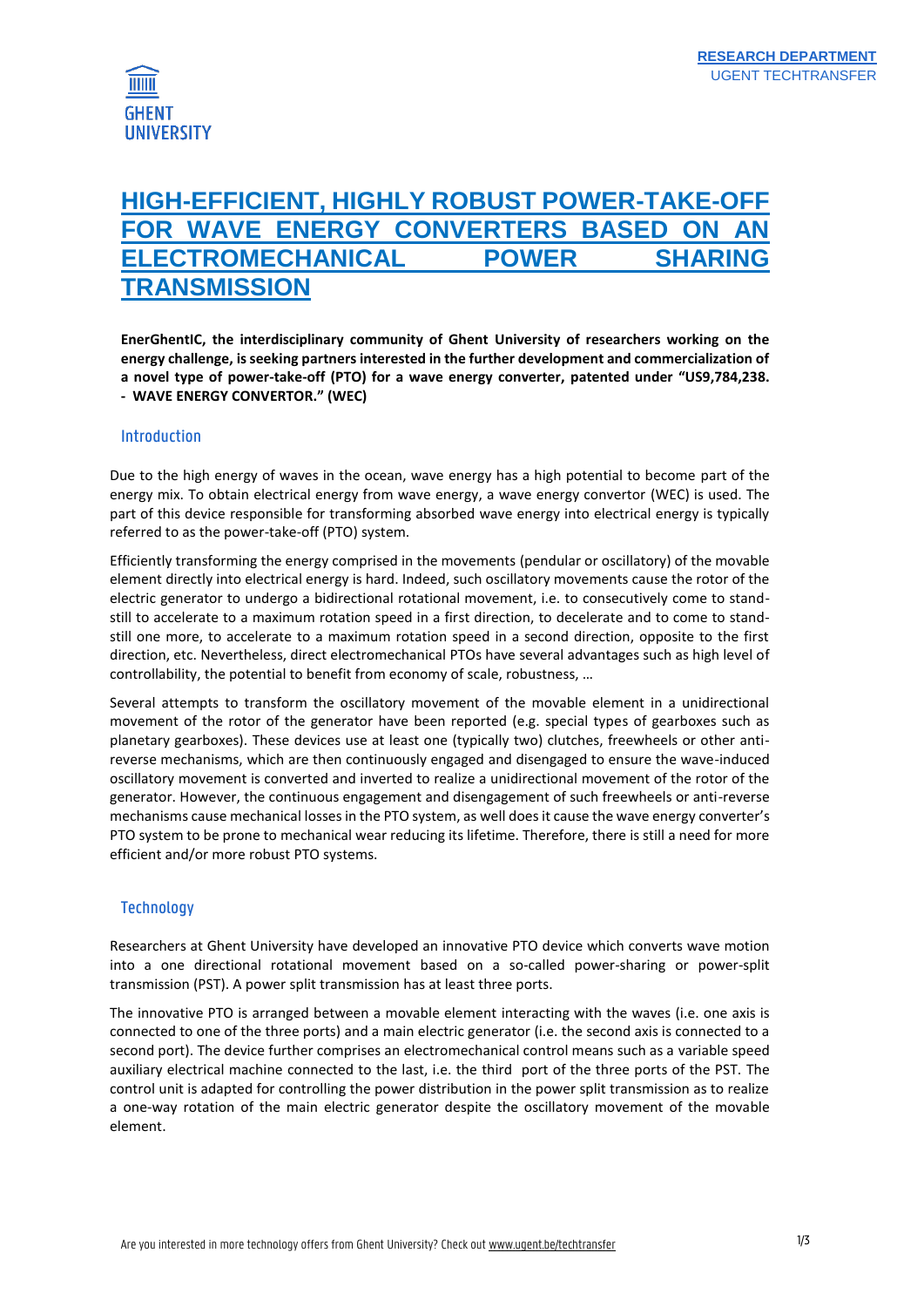# HIGH-EFFICIENT, HIGHLY ROBUST POWER-TAKE-OFF FOR WAVE ENERGY CONVERTERS BASED ON AN ELECTROMECHANICAL POWER SHARING TRANSMISSION

**EnerGhentIC, the interdisciplinary community of Ghent University of researchers working on the energy challenge, is seeking partners interested in the further development and commercialization of a novel type of power-take-off (PTO) for a wave energy converter, patented under "US9,784,238. - WAVE ENERGY CONVERTOR." (WEC)**

## Introduction

Due to the high energy of waves in the ocean, wave energy has a high potential to become part of the energy mix. To obtain electrical energy from wave energy, a wave energy convertor (WEC) is used. The part of this device responsible for transforming absorbed wave energy into electrical energy is typically referred to as the power-take-off (PTO) system.

Efficiently transforming the energy comprised in the movements (pendular or oscillatory) of the movable element directly into electrical energy is hard. Indeed, such oscillatory movements cause the rotor of the electric generator to undergo a bidirectional rotational movement, i.e. to consecutively come to stand-still to accelerate to a maximum rotation speed in a first direction, to decelerate and to come to stand-still one more, to accelerate to a maximum rotation speed in a second direction, opposite to the first direction, etc. Nevertheless, direct electromechanical PTOs have several advantages such as high level of controllability, the potential to benefit from economy of scale, robustness, …

Several attempts to transform the oscillatory movement of the movable element in a unidirectional movement of the rotor of the generator have been reported (e.g. special types of gearboxes such as planetary gearboxes). These devices use at least one (typically two) clutches, freewheels or other anti-reverse mechanisms, which are then continuously engaged and disengaged to ensure the wave-induced oscillatory movement is converted and inverted to realize a unidirectional movement of the rotor of the generator. However, the continuous engagement and disengagement of such freewheels or anti-reverse mechanisms cause mechanical losses in the PTO system, as well does it cause the wave energy converter's PTO system to be prone to mechanical wear reducing its lifetime. Therefore, there is still a need for more efficient and/or more robust PTO systems.

## Technology

Researchers at Ghent University have developed an innovative PTO device which converts wave motion into a one directional rotational movement based on a so-called power-sharing or power-split transmission (PST). A power split transmission has at least three ports.

The innovative PTO is arranged between a movable element interacting with the waves (i.e. one axis is connected to one of the three ports) and a main electric generator (i.e. the second axis is connected to a second port). The device further comprises an electromechanical control means such as a variable speed auxiliary electrical machine connected to the last, i.e. the third port of the three ports of the PST. The control unit is adapted for controlling the power distribution in the power split transmission as to realize a one-way rotation of the main electric generator despite the oscillatory movement of the movable element.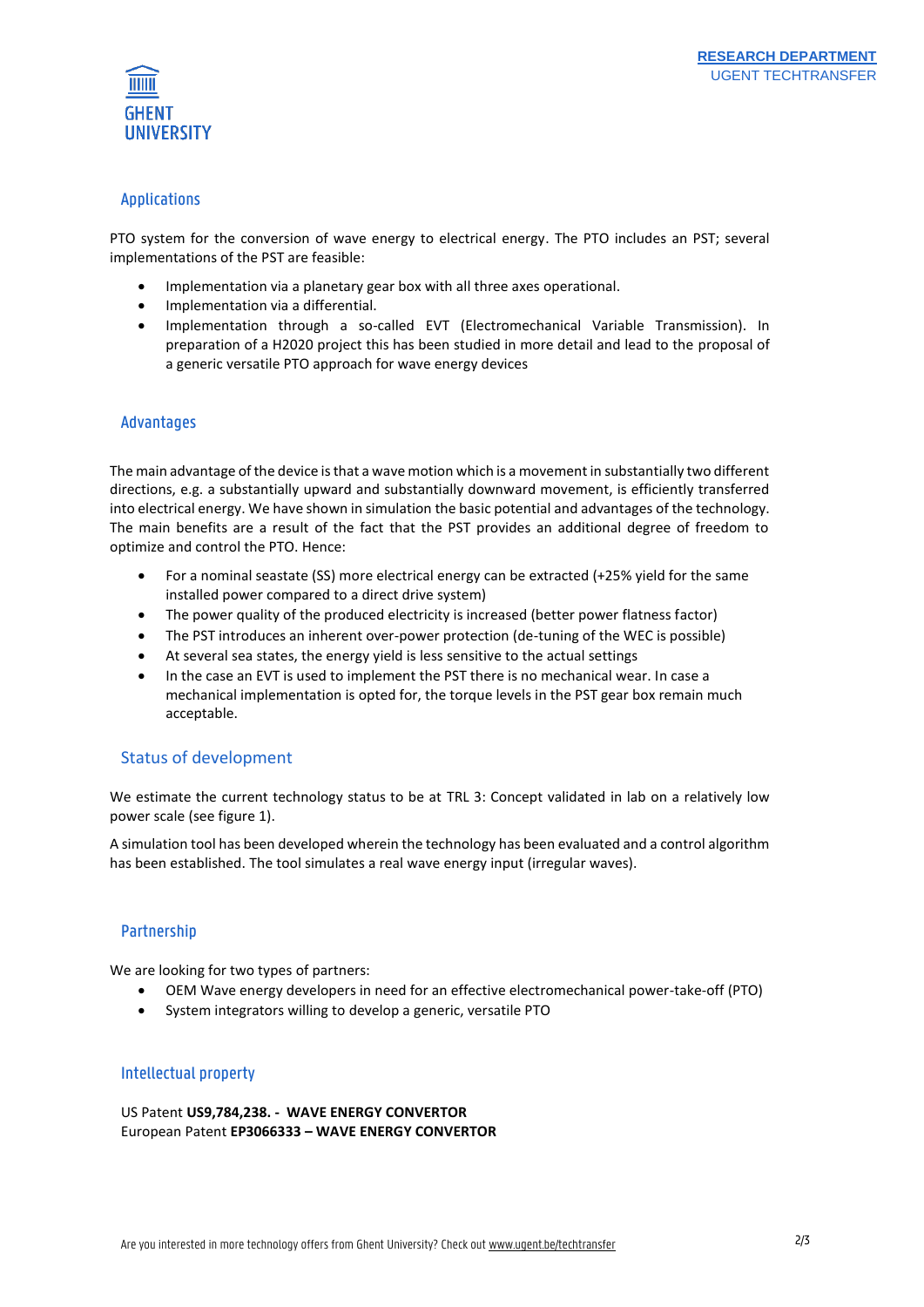## Applications

PTO system for the conversion of wave energy to electrical energy. The PTO includes an PST; several implementations of the PST are feasible:

- Implementation via a planetary gear box with all three axes operational.
- Implementation via a differential.
- Implementation through a so-called EVT (Electromechanical Variable Transmission). In preparation of a H2020 project this has been studied in more detail and lead to the proposal of a generic versatile PTO approach for wave energy devices

## Advantages

The main advantage of the device is that a wave motion which is a movement in substantially two different directions, e.g. a substantially upward and substantially downward movement, is efficiently transferred into electrical energy. We have shown in simulation the basic potential and advantages of the technology. The main benefits are a result of the fact that the PST provides an additional degree of freedom to optimize and control the PTO. Hence:

- For a nominal seastate (SS) more electrical energy can be extracted (+25% yield for the same installed power compared to a direct drive system)
- The power quality of the produced electricity is increased (better power flatness factor)
- The PST introduces an inherent over-power protection (de-tuning of the WEC is possible)
- At several sea states, the energy yield is less sensitive to the actual settings
- In the case an EVT is used to implement the PST there is no mechanical wear. In case a mechanical implementation is opted for, the torque levels in the PST gear box remain much acceptable.

## Status of development

We estimate the current technology status to be at TRL 3: Concept validated in lab on a relatively low power scale (see figure 1).

A simulation tool has been developed wherein the technology has been evaluated and a control algorithm has been established. The tool simulates a real wave energy input (irregular waves).

## Partnership

We are looking for two types of partners:

- OEM Wave energy developers in need for an effective electromechanical power-take-off (PTO)
- System integrators willing to develop a generic, versatile PTO

## Intellectual property

US Patent **US9,784,238. - WAVE ENERGY CONVERTOR**
European Patent **EP3066333 – WAVE ENERGY CONVERTOR**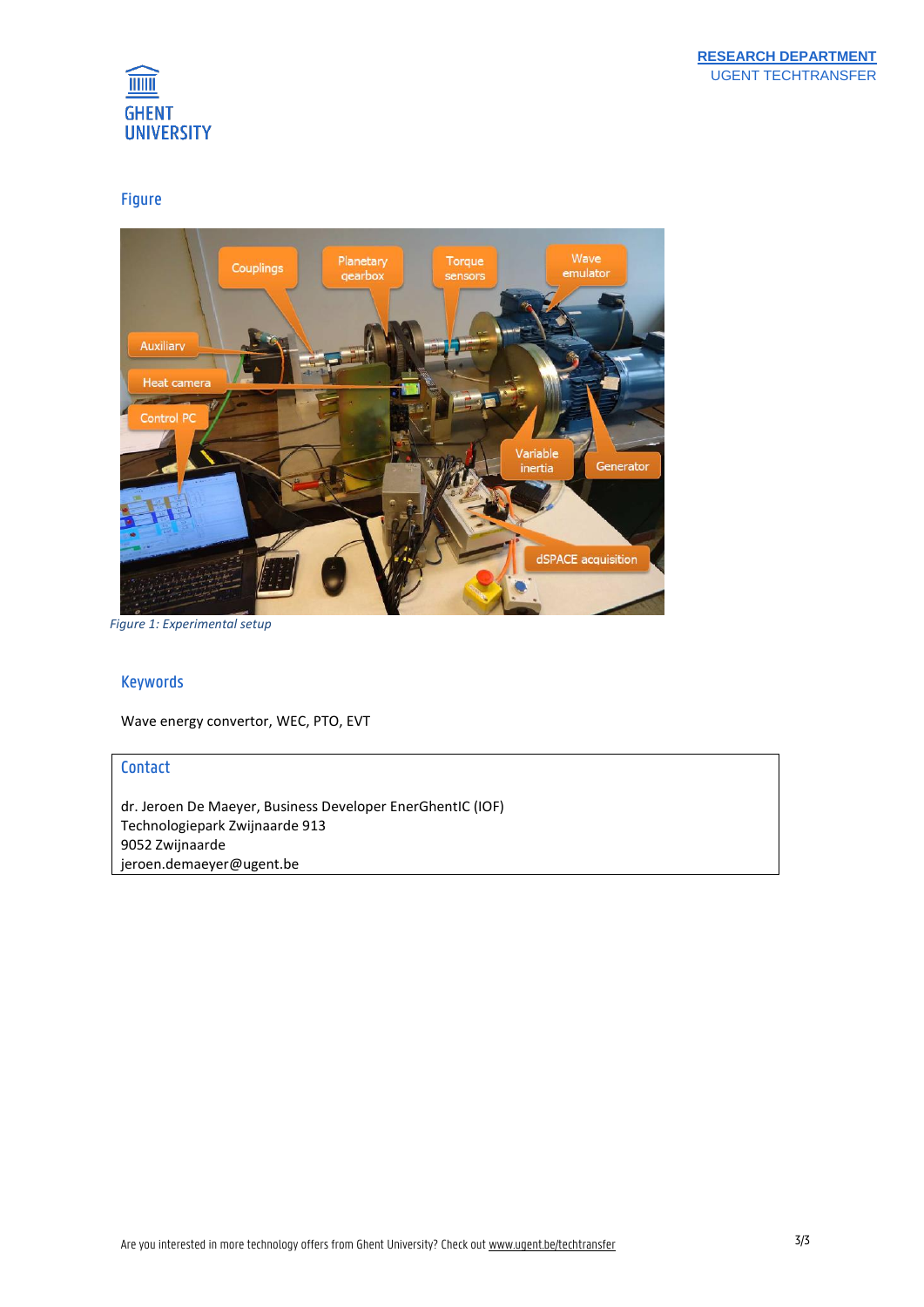## Figure

Figure 1: Experimental setup

## Keywords

Wave energy convertor, WEC, PTO, EVT

## Contact

dr. Jeroen De Maeyer, Business Developer EnerGhentIC (IOF)
Technologiepark Zwijnaarde 913
9052 Zwijnaarde
jeroen.demaeyer@ugent.be

Are you interested in more technology offers from Ghent University? Check out www.ugent.be/techtransfer